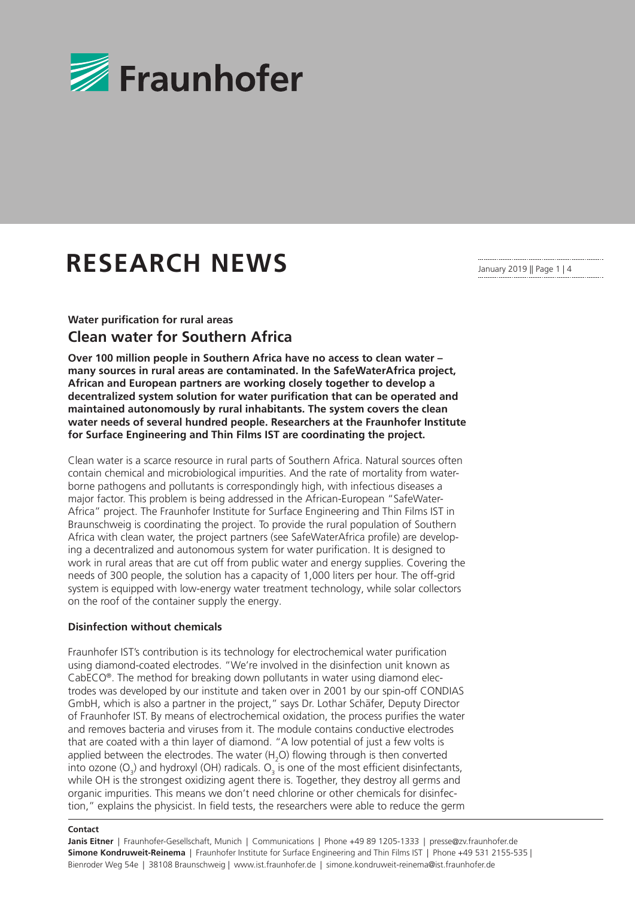# RESEARCH NEWS

**Water purification for rural areas**

## Clean water for Southern Africa

**Over 100 million people in Southern Africa have no access to clean water – many sources in rural areas are contaminated. In the SafeWaterAfrica project, African and European partners are working closely together to develop a decentralized system solution for water purification that can be operated and maintained autonomously by rural inhabitants. The system covers the clean water needs of several hundred people. Researchers at the Fraunhofer Institute for Surface Engineering and Thin Films IST are coordinating the project.**

Clean water is a scarce resource in rural parts of Southern Africa. Natural sources often contain chemical and microbiological impurities. And the rate of mortality from water-borne pathogens and pollutants is correspondingly high, with infectious diseases a major factor. This problem is being addressed in the African-European "SafeWater-Africa" project. The Fraunhofer Institute for Surface Engineering and Thin Films IST in Braunschweig is coordinating the project. To provide the rural population of Southern Africa with clean water, the project partners (see SafeWaterAfrica profile) are developing a decentralized and autonomous system for water purification. It is designed to work in rural areas that are cut off from public water and energy supplies. Covering the needs of 300 people, the solution has a capacity of 1,000 liters per hour. The off-grid system is equipped with low-energy water treatment technology, while solar collectors on the roof of the container supply the energy.

### Disinfection without chemicals

Fraunhofer IST's contribution is its technology for electrochemical water purification using diamond-coated electrodes. "We're involved in the disinfection unit known as CabECO®. The method for breaking down pollutants in water using diamond electrodes was developed by our institute and taken over in 2001 by our spin-off CONDIAS GmbH, which is also a partner in the project," says Dr. Lothar Schäfer, Deputy Director of Fraunhofer IST. By means of electrochemical oxidation, the process purifies the water and removes bacteria and viruses from it. The module contains conductive electrodes that are coated with a thin layer of diamond. "A low potential of just a few volts is applied between the electrodes. The water ($H_2O$) flowing through is then converted into ozone ($O_3$) and hydroxyl (OH) radicals. $O_3$ is one of the most efficient disinfectants, while OH is the strongest oxidizing agent there is. Together, they destroy all germs and organic impurities. This means we don't need chlorine or other chemicals for disinfection," explains the physicist. In field tests, the researchers were able to reduce the germ

**Contact**

**Janis Eitner** | Fraunhofer-Gesellschaft, Munich | Communications | Phone +49 89 1205-1333 | presse@zv.fraunhofer.de
**Simone Kondruweit-Reinema** | Fraunhofer Institute for Surface Engineering and Thin Films IST | Phone +49 531 2155-535 | Bienroder Weg 54e | 38108 Braunschweig | www.ist.fraunhofer.de | simone.kondruweit-reinema@ist.fraunhofer.de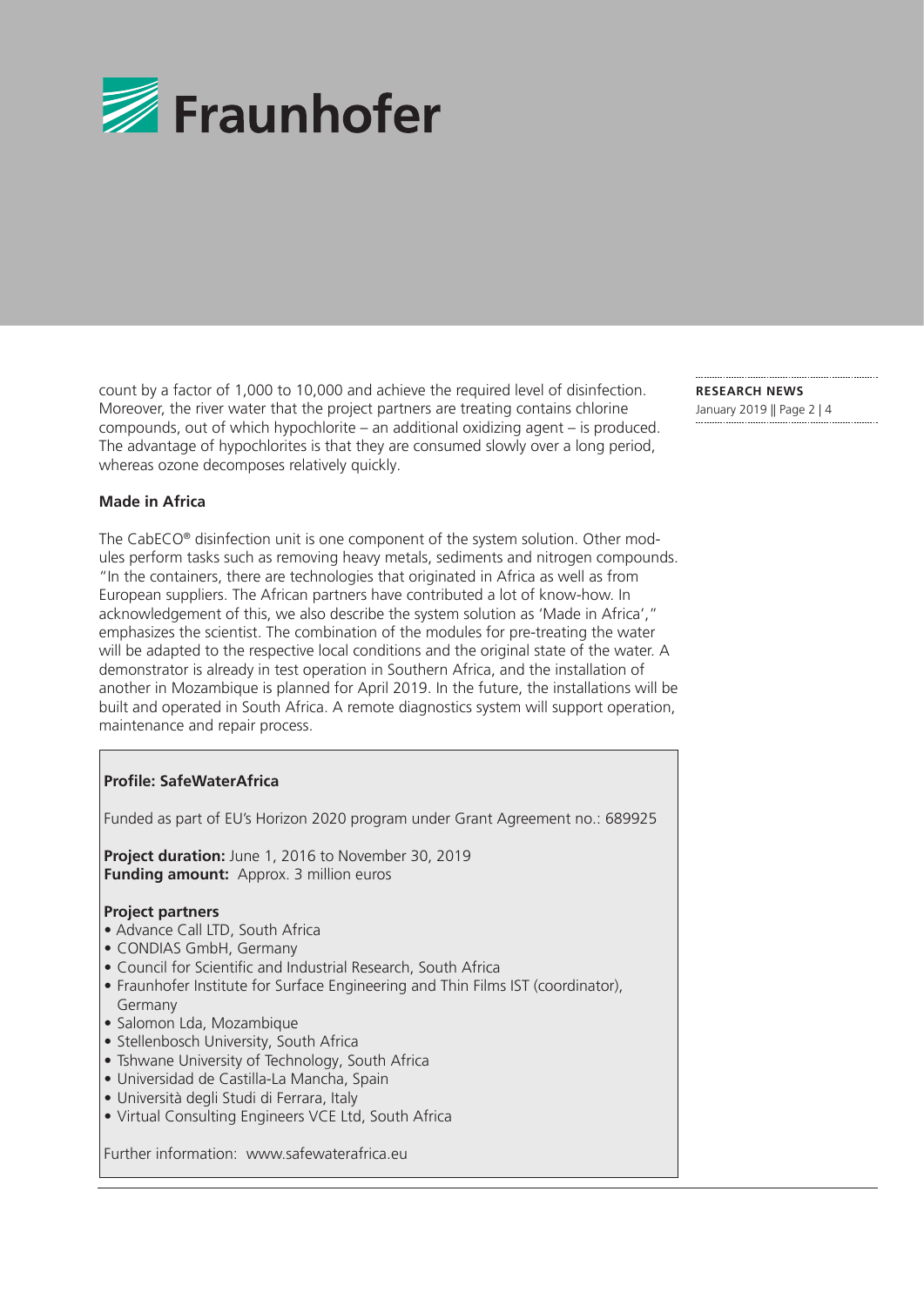count by a factor of 1,000 to 10,000 and achieve the required level of disinfection. Moreover, the river water that the project partners are treating contains chlorine compounds, out of which hypochlorite – an additional oxidizing agent – is produced. The advantage of hypochlorites is that they are consumed slowly over a long period, whereas ozone decomposes relatively quickly.

**Made in Africa**

The CabECO® disinfection unit is one component of the system solution. Other modules perform tasks such as removing heavy metals, sediments and nitrogen compounds. "In the containers, there are technologies that originated in Africa as well as from European suppliers. The African partners have contributed a lot of know-how. In acknowledgement of this, we also describe the system solution as 'Made in Africa'," emphasizes the scientist. The combination of the modules for pre-treating the water will be adapted to the respective local conditions and the original state of the water. A demonstrator is already in test operation in Southern Africa, and the installation of another in Mozambique is planned for April 2019. In the future, the installations will be built and operated in South Africa. A remote diagnostics system will support operation, maintenance and repair process.

**Profile: SafeWaterAfrica**

Funded as part of EU's Horizon 2020 program under Grant Agreement no.: 689925

**Project duration:** June 1, 2016 to November 30, 2019
**Funding amount:** Approx. 3 million euros

**Project partners**

- Advance Call LTD, South Africa
- CONDIAS GmbH, Germany
- Council for Scientific and Industrial Research, South Africa
- Fraunhofer Institute for Surface Engineering and Thin Films IST (coordinator), Germany
- Salomon Lda, Mozambique
- Stellenbosch University, South Africa
- Tshwane University of Technology, South Africa
- Universidad de Castilla-La Mancha, Spain
- Università degli Studi di Ferrara, Italy
- Virtual Consulting Engineers VCE Ltd, South Africa

Further information: www.safewaterafrica.eu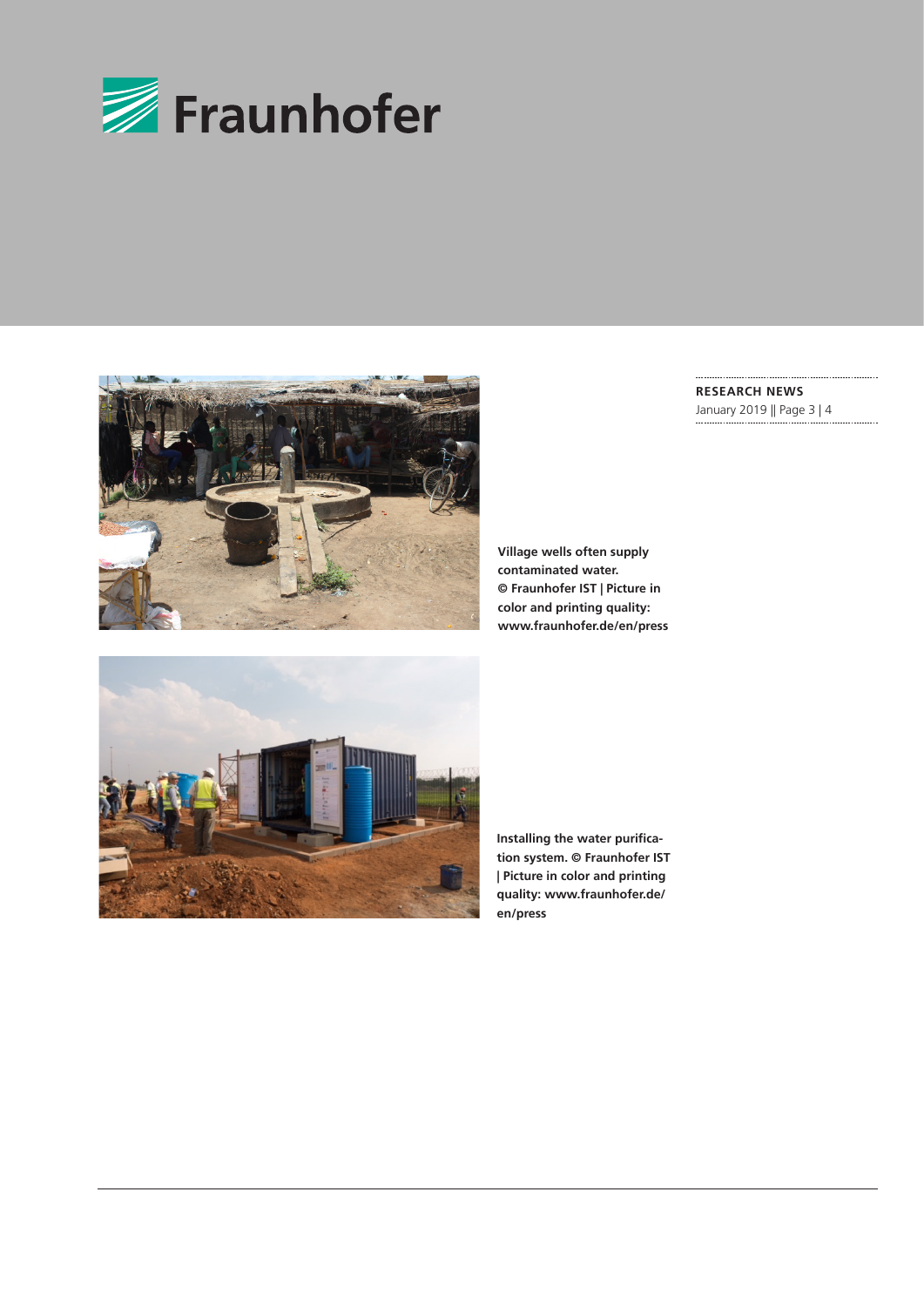Village wells often supply contaminated water. © Fraunhofer IST | Picture in color and printing quality: www.fraunhofer.de/en/press

Installing the water purification system. © Fraunhofer IST | Picture in color and printing quality: www.fraunhofer.de/en/press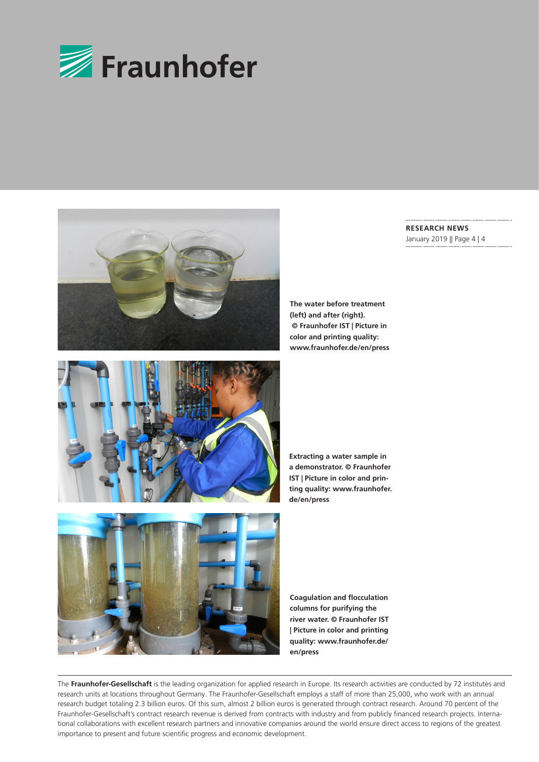The water before treatment (left) and after (right). © Fraunhofer IST | Picture in color and printing quality: www.fraunhofer.de/en/press

Extracting a water sample in a demonstrator. © Fraunhofer IST | Picture in color and printing quality: www.fraunhofer.de/en/press

Coagulation and flocculation columns for purifying the river water. © Fraunhofer IST | Picture in color and printing quality: www.fraunhofer.de/en/press

The **Fraunhofer-Gesellschaft** is the leading organization for applied research in Europe. Its research activities are conducted by 72 institutes and research units at locations throughout Germany. The Fraunhofer-Gesellschaft employs a staff of more than 25,000, who work with an annual research budget totaling 2.3 billion euros. Of this sum, almost 2 billion euros is generated through contract research. Around 70 percent of the Fraunhofer-Gesellschaft's contract research revenue is derived from contracts with industry and from publicly financed research projects. International collaborations with excellent research partners and innovative companies around the world ensure direct access to regions of the greatest importance to present and future scientific progress and economic development.